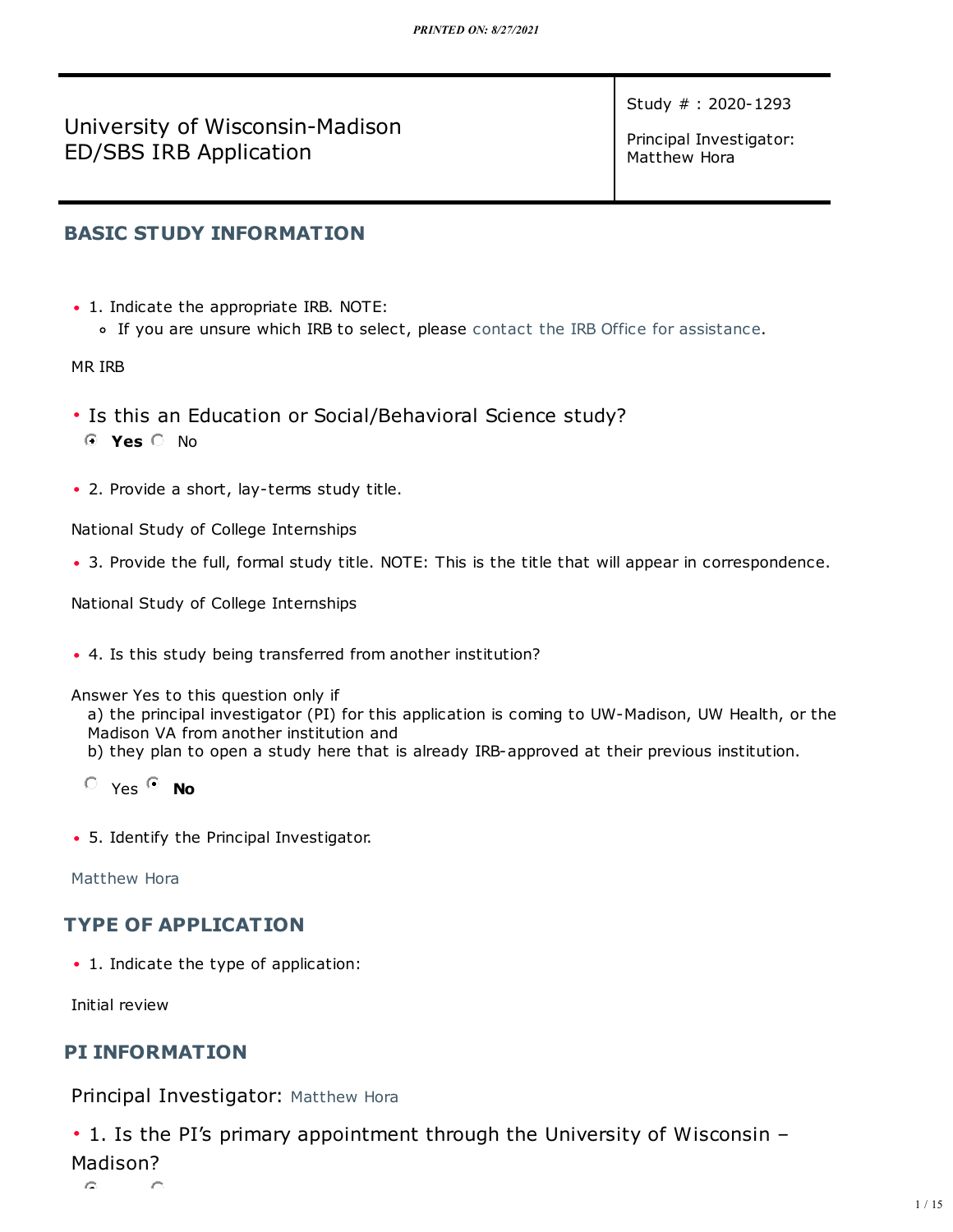| University of Wisconsin-Madison ED/SBS IRB Application | Study # : 2020-1293<br><br>Principal Investigator: Matthew Hora |
|---|---|

## BASIC STUDY INFORMATION

- 1. Indicate the appropriate IRB. NOTE:
  - If you are unsure which IRB to select, please contact the IRB Office for assistance.

MR IRB

- Is this an Education or Social/Behavioral Science study?

  (•) **Yes** ( ) No

- 2. Provide a short, lay-terms study title.

National Study of College Internships

- 3. Provide the full, formal study title. NOTE: This is the title that will appear in correspondence.

National Study of College Internships

- 4. Is this study being transferred from another institution?

Answer Yes to this question only if
  a) the principal investigator (PI) for this application is coming to UW-Madison, UW Health, or the Madison VA from another institution and
  b) they plan to open a study here that is already IRB-approved at their previous institution.

( ) Yes (•) **No**

- 5. Identify the Principal Investigator.

Matthew Hora

## TYPE OF APPLICATION

- 1. Indicate the type of application:

Initial review

## PI INFORMATION

Principal Investigator: Matthew Hora

- 1. Is the PI's primary appointment through the University of Wisconsin – Madison?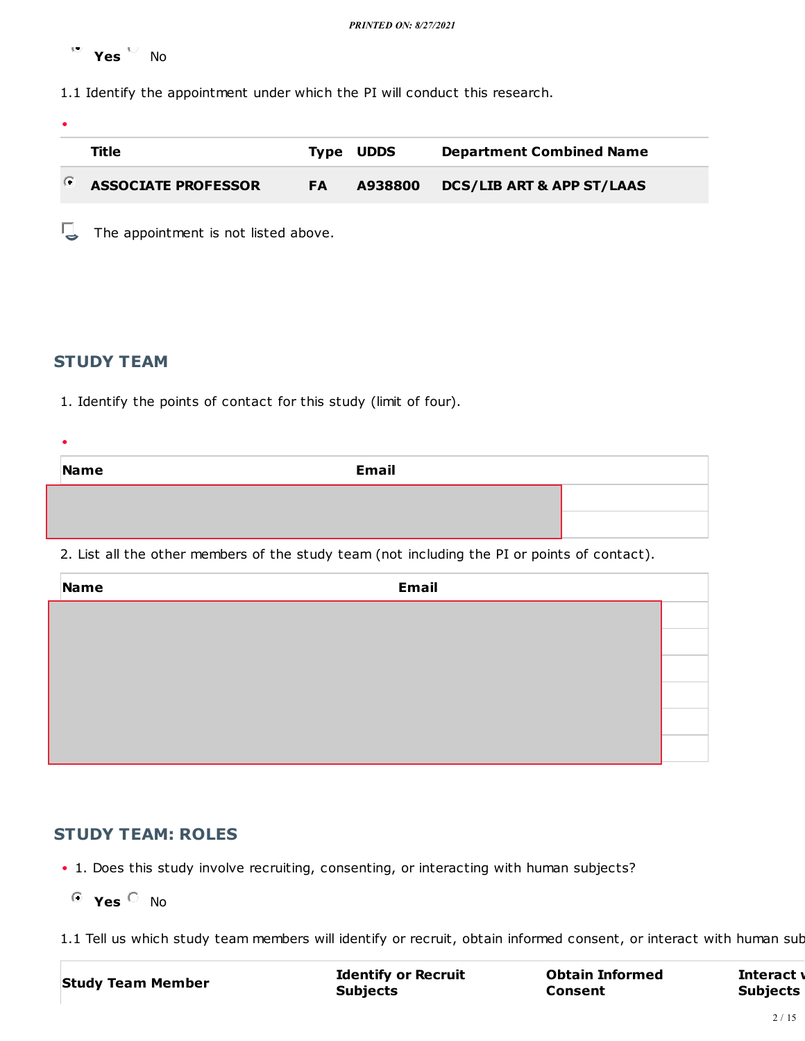Yes No

1.1 Identify the appointment under which the PI will conduct this research.

| | Title | Type | UDDS | Department Combined Name |
|---|---|---|---|---|
| ◉ | **ASSOCIATE PROFESSOR** | **FA** | **A938800** | **DCS/LIB ART & APP ST/LAAS** |

☐ The appointment is not listed above.

## STUDY TEAM

1. Identify the points of contact for this study (limit of four).

| Name | Email |
|---|---|
| | |
| | |

2. List all the other members of the study team (not including the PI or points of contact).

| Name | Email |
|---|---|
| | |
| | |
| | |
| | |
| | |
| | |

## STUDY TEAM: ROLES

- 1. Does this study involve recruiting, consenting, or interacting with human subjects?

◉ **Yes** ○ No

1.1 Tell us which study team members will identify or recruit, obtain informed consent, or interact with human sub

| Study Team Member | Identify or Recruit Subjects | Obtain Informed Consent | Interact w Subjects |
|---|---|---|---|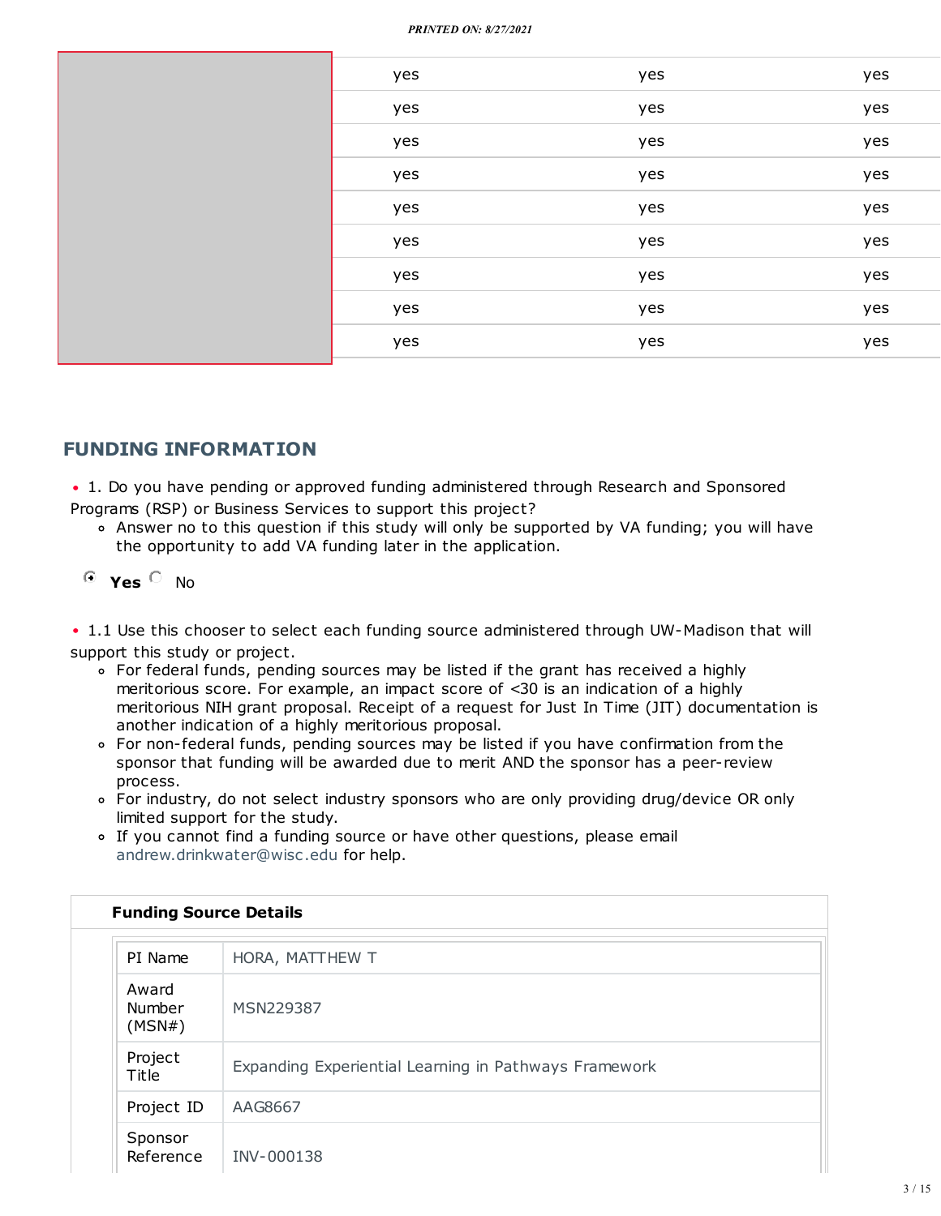| | | | |
|---|---|---|---|
| | yes | yes | yes |
| | yes | yes | yes |
| | yes | yes | yes |
| | yes | yes | yes |
| | yes | yes | yes |
| | yes | yes | yes |
| | yes | yes | yes |
| | yes | yes | yes |
| | yes | yes | yes |

## FUNDING INFORMATION

- 1. Do you have pending or approved funding administered through Research and Sponsored Programs (RSP) or Business Services to support this project?
  - Answer no to this question if this study will only be supported by VA funding; you will have the opportunity to add VA funding later in the application.

(•) **Yes** ( ) No

- 1.1 Use this chooser to select each funding source administered through UW-Madison that will support this study or project.
  - For federal funds, pending sources may be listed if the grant has received a highly meritorious score. For example, an impact score of <30 is an indication of a highly meritorious NIH grant proposal. Receipt of a request for Just In Time (JIT) documentation is another indication of a highly meritorious proposal.
  - For non-federal funds, pending sources may be listed if you have confirmation from the sponsor that funding will be awarded due to merit AND the sponsor has a peer-review process.
  - For industry, do not select industry sponsors who are only providing drug/device OR only limited support for the study.
  - If you cannot find a funding source or have other questions, please email andrew.drinkwater@wisc.edu for help.

**Funding Source Details**

| | |
|---|---|
| PI Name | HORA, MATTHEW T |
| Award Number (MSN#) | MSN229387 |
| Project Title | Expanding Experiential Learning in Pathways Framework |
| Project ID | AAG8667 |
| Sponsor Reference | INV-000138 |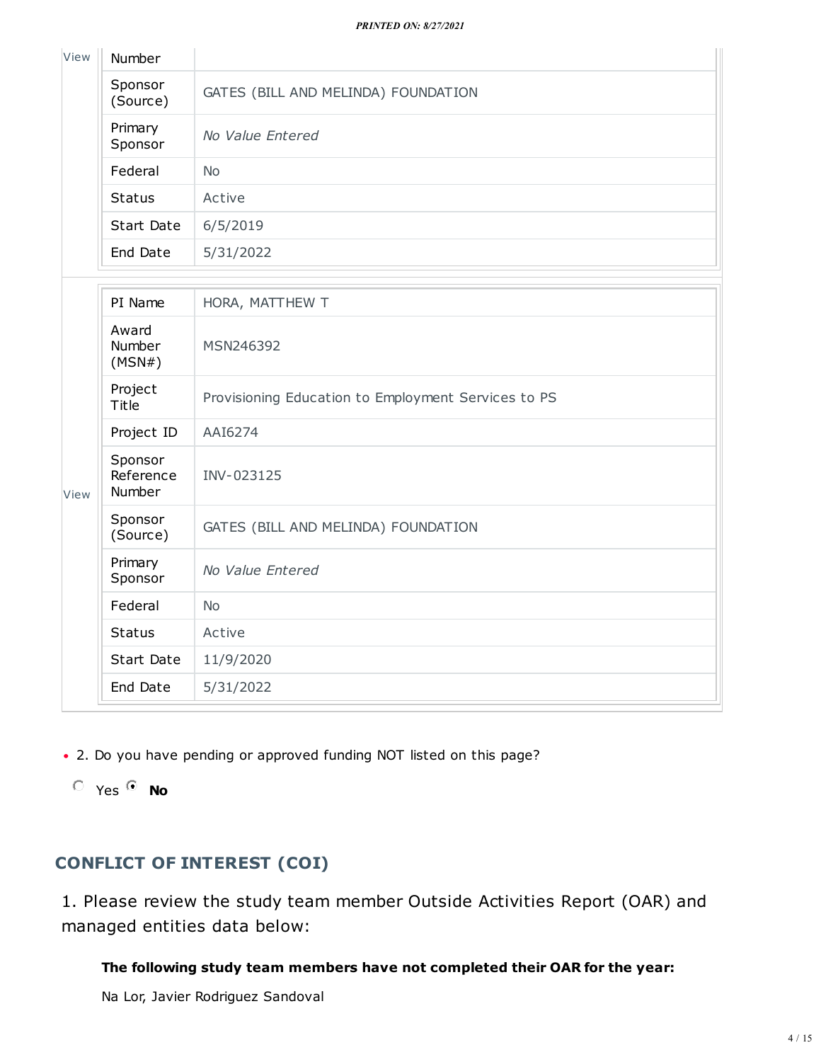| View | | |
|---|---|---|
| | Number | |
| | Sponsor (Source) | GATES (BILL AND MELINDA) FOUNDATION |
| | Primary Sponsor | *No Value Entered* |
| | Federal | No |
| | Status | Active |
| | Start Date | 6/5/2019 |
| | End Date | 5/31/2022 |

| View | | |
|---|---|---|
| | PI Name | HORA, MATTHEW T |
| | Award Number (MSN#) | MSN246392 |
| | Project Title | Provisioning Education to Employment Services to PS |
| | Project ID | AAI6274 |
| | Sponsor Reference Number | INV-023125 |
| | Sponsor (Source) | GATES (BILL AND MELINDA) FOUNDATION |
| | Primary Sponsor | *No Value Entered* |
| | Federal | No |
| | Status | Active |
| | Start Date | 11/9/2020 |
| | End Date | 5/31/2022 |

- 2. Do you have pending or approved funding NOT listed on this page?

  ○ Yes ◉ **No**

## CONFLICT OF INTEREST (COI)

1. Please review the study team member Outside Activities Report (OAR) and managed entities data below:

**The following study team members have not completed their OAR for the year:**

Na Lor, Javier Rodriguez Sandoval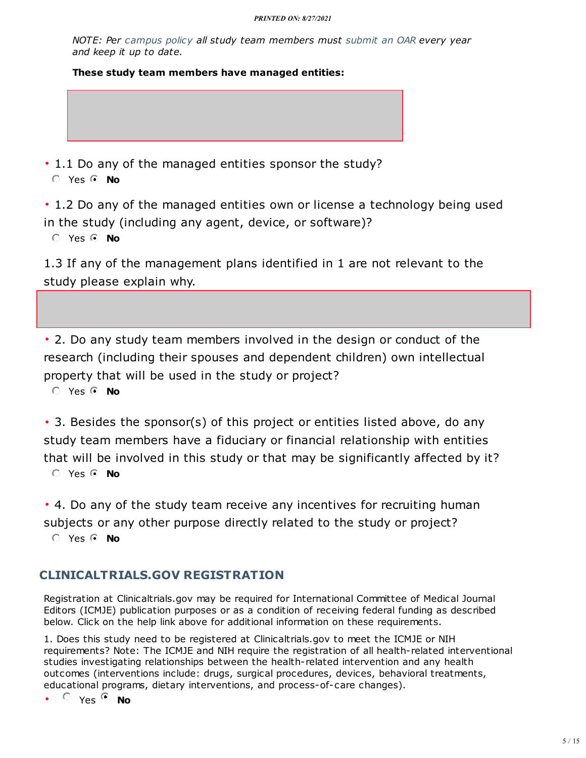*NOTE: Per campus policy all study team members must submit an OAR every year and keep it up to date.*

**These study team members have managed entities:**

- 1.1 Do any of the managed entities sponsor the study?
  - ○ Yes ◉ **No**

- 1.2 Do any of the managed entities own or license a technology being used in the study (including any agent, device, or software)?
  - ○ Yes ◉ **No**

1.3 If any of the management plans identified in 1 are not relevant to the study please explain why.

- 2. Do any study team members involved in the design or conduct of the research (including their spouses and dependent children) own intellectual property that will be used in the study or project?
  - ○ Yes ◉ **No**

- 3. Besides the sponsor(s) of this project or entities listed above, do any study team members have a fiduciary or financial relationship with entities that will be involved in this study or that may be significantly affected by it?
  - ○ Yes ◉ **No**

- 4. Do any of the study team receive any incentives for recruiting human subjects or any other purpose directly related to the study or project?
  - ○ Yes ◉ **No**

## CLINICALTRIALS.GOV REGISTRATION

Registration at Clinicaltrials.gov may be required for International Committee of Medical Journal Editors (ICMJE) publication purposes or as a condition of receiving federal funding as described below. Click on the help link above for additional information on these requirements.

1. Does this study need to be registered at Clinicaltrials.gov to meet the ICMJE or NIH requirements? Note: The ICMJE and NIH require the registration of all health-related interventional studies investigating relationships between the health-related intervention and any health outcomes (interventions include: drugs, surgical procedures, devices, behavioral treatments, educational programs, dietary interventions, and process-of-care changes).

- ○ Yes ◉ **No**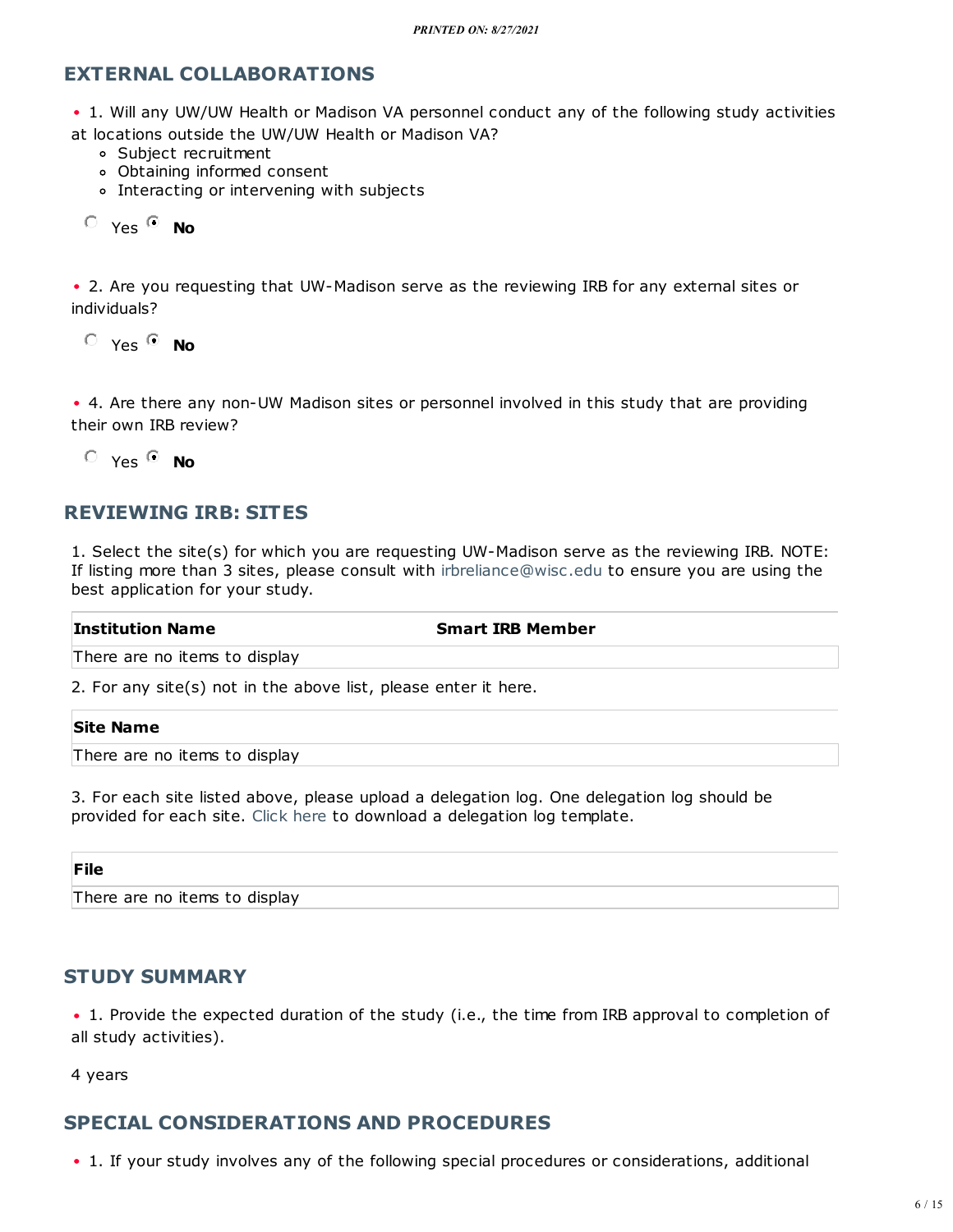## EXTERNAL COLLABORATIONS

• 1. Will any UW/UW Health or Madison VA personnel conduct any of the following study activities at locations outside the UW/UW Health or Madison VA?

- Subject recruitment
- Obtaining informed consent
- Interacting or intervening with subjects

○ Yes ◉ **No**

• 2. Are you requesting that UW-Madison serve as the reviewing IRB for any external sites or individuals?

○ Yes ◉ **No**

• 4. Are there any non-UW Madison sites or personnel involved in this study that are providing their own IRB review?

○ Yes ◉ **No**

## REVIEWING IRB: SITES

1. Select the site(s) for which you are requesting UW-Madison serve as the reviewing IRB. NOTE: If listing more than 3 sites, please consult with irbreliance@wisc.edu to ensure you are using the best application for your study.

| Institution Name | Smart IRB Member |
|---|---|
| There are no items to display | |

2. For any site(s) not in the above list, please enter it here.

| Site Name |
|---|
| There are no items to display |

3. For each site listed above, please upload a delegation log. One delegation log should be provided for each site. Click here to download a delegation log template.

| File |
|---|
| There are no items to display |

## STUDY SUMMARY

• 1. Provide the expected duration of the study (i.e., the time from IRB approval to completion of all study activities).

4 years

## SPECIAL CONSIDERATIONS AND PROCEDURES

• 1. If your study involves any of the following special procedures or considerations, additional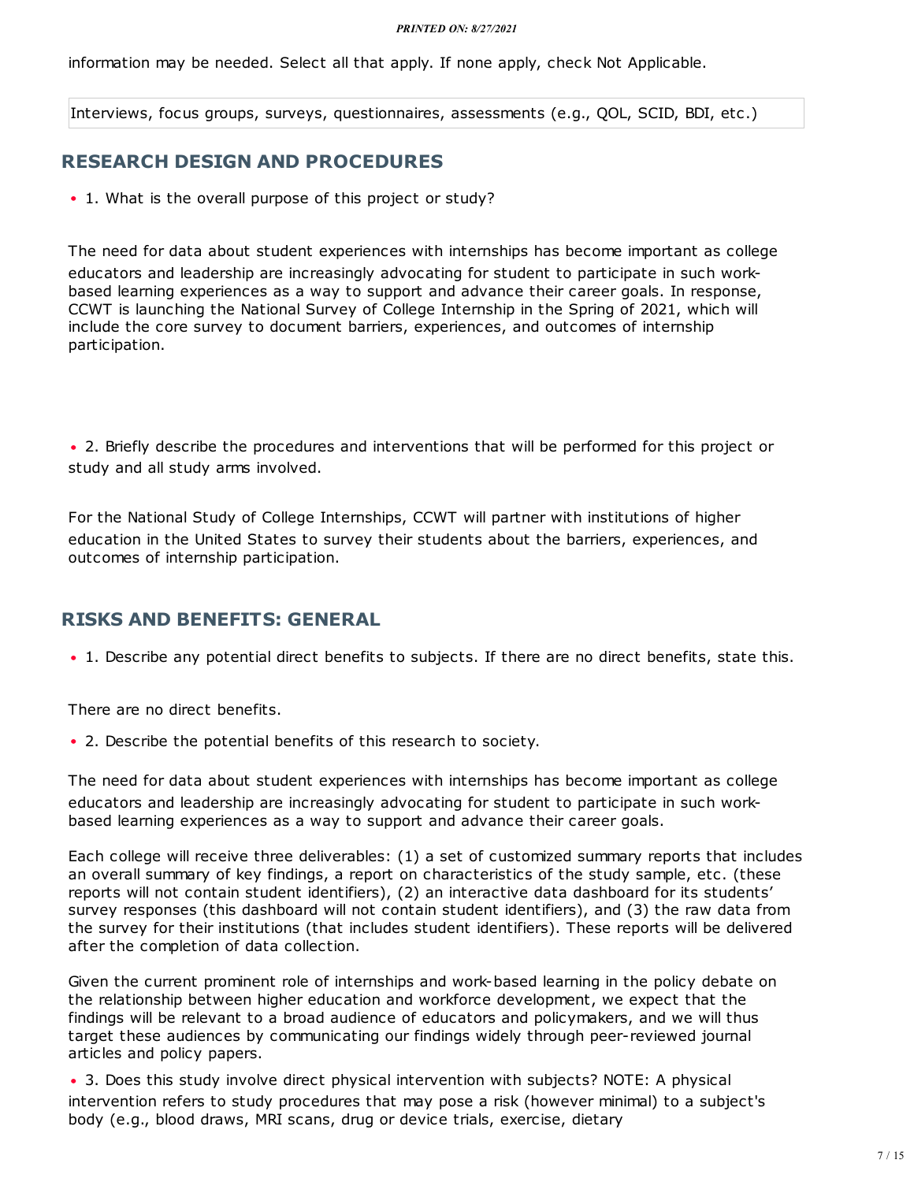information may be needed. Select all that apply. If none apply, check Not Applicable.

Interviews, focus groups, surveys, questionnaires, assessments (e.g., QOL, SCID, BDI, etc.)

## RESEARCH DESIGN AND PROCEDURES

- 1. What is the overall purpose of this project or study?

The need for data about student experiences with internships has become important as college educators and leadership are increasingly advocating for student to participate in such work-based learning experiences as a way to support and advance their career goals. In response, CCWT is launching the National Survey of College Internship in the Spring of 2021, which will include the core survey to document barriers, experiences, and outcomes of internship participation.

- 2. Briefly describe the procedures and interventions that will be performed for this project or study and all study arms involved.

For the National Study of College Internships, CCWT will partner with institutions of higher education in the United States to survey their students about the barriers, experiences, and outcomes of internship participation.

## RISKS AND BENEFITS: GENERAL

- 1. Describe any potential direct benefits to subjects. If there are no direct benefits, state this.

There are no direct benefits.

- 2. Describe the potential benefits of this research to society.

The need for data about student experiences with internships has become important as college educators and leadership are increasingly advocating for student to participate in such work-based learning experiences as a way to support and advance their career goals.

Each college will receive three deliverables: (1) a set of customized summary reports that includes an overall summary of key findings, a report on characteristics of the study sample, etc. (these reports will not contain student identifiers), (2) an interactive data dashboard for its students' survey responses (this dashboard will not contain student identifiers), and (3) the raw data from the survey for their institutions (that includes student identifiers). These reports will be delivered after the completion of data collection.

Given the current prominent role of internships and work-based learning in the policy debate on the relationship between higher education and workforce development, we expect that the findings will be relevant to a broad audience of educators and policymakers, and we will thus target these audiences by communicating our findings widely through peer-reviewed journal articles and policy papers.

- 3. Does this study involve direct physical intervention with subjects? NOTE: A physical intervention refers to study procedures that may pose a risk (however minimal) to a subject's body (e.g., blood draws, MRI scans, drug or device trials, exercise, dietary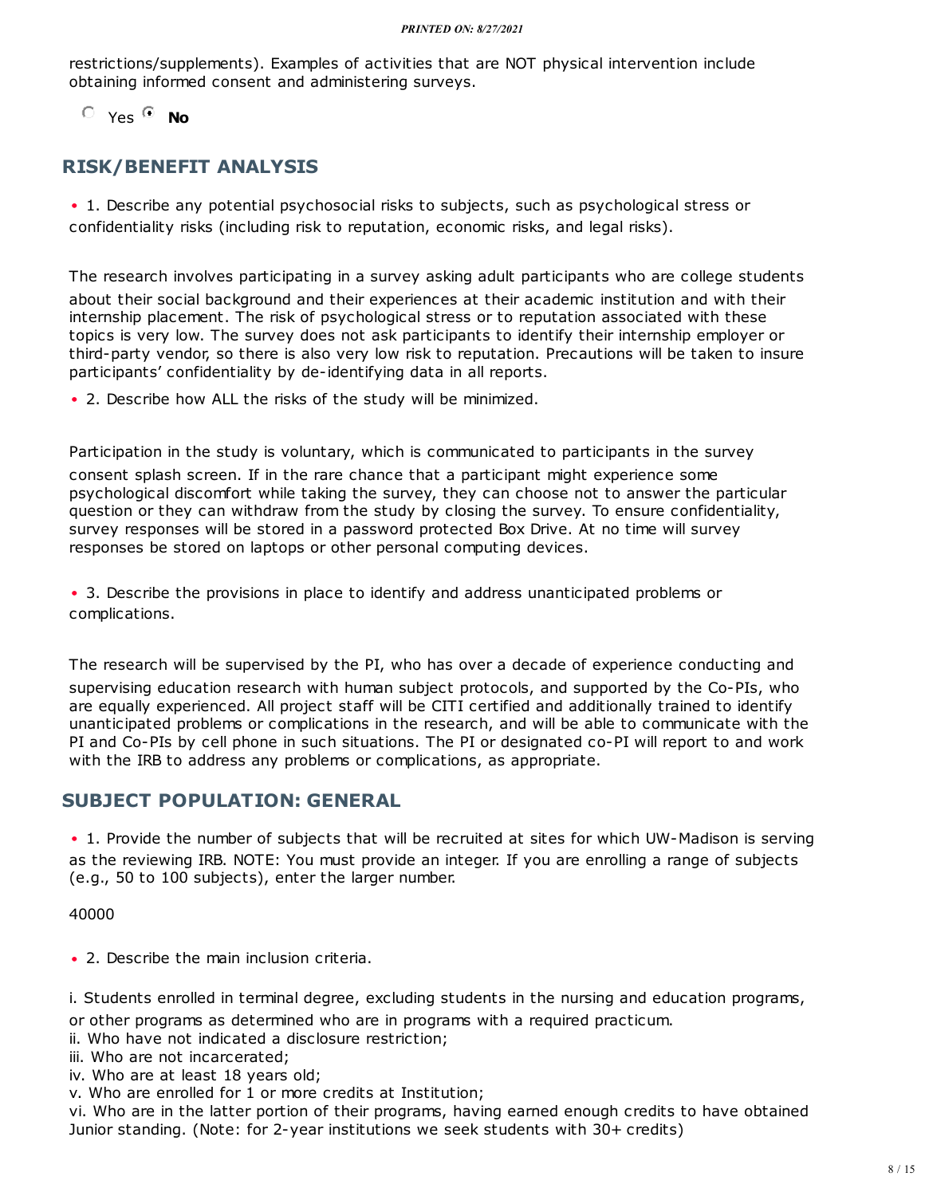restrictions/supplements). Examples of activities that are NOT physical intervention include obtaining informed consent and administering surveys.

○ Yes ◉ **No**

## RISK/BENEFIT ANALYSIS

• 1. Describe any potential psychosocial risks to subjects, such as psychological stress or confidentiality risks (including risk to reputation, economic risks, and legal risks).

The research involves participating in a survey asking adult participants who are college students about their social background and their experiences at their academic institution and with their internship placement. The risk of psychological stress or to reputation associated with these topics is very low. The survey does not ask participants to identify their internship employer or third-party vendor, so there is also very low risk to reputation. Precautions will be taken to insure participants' confidentiality by de-identifying data in all reports.

• 2. Describe how ALL the risks of the study will be minimized.

Participation in the study is voluntary, which is communicated to participants in the survey consent splash screen. If in the rare chance that a participant might experience some psychological discomfort while taking the survey, they can choose not to answer the particular question or they can withdraw from the study by closing the survey. To ensure confidentiality, survey responses will be stored in a password protected Box Drive. At no time will survey responses be stored on laptops or other personal computing devices.

• 3. Describe the provisions in place to identify and address unanticipated problems or complications.

The research will be supervised by the PI, who has over a decade of experience conducting and supervising education research with human subject protocols, and supported by the Co-PIs, who are equally experienced. All project staff will be CITI certified and additionally trained to identify unanticipated problems or complications in the research, and will be able to communicate with the PI and Co-PIs by cell phone in such situations. The PI or designated co-PI will report to and work with the IRB to address any problems or complications, as appropriate.

## SUBJECT POPULATION: GENERAL

• 1. Provide the number of subjects that will be recruited at sites for which UW-Madison is serving as the reviewing IRB. NOTE: You must provide an integer. If you are enrolling a range of subjects (e.g., 50 to 100 subjects), enter the larger number.

40000

• 2. Describe the main inclusion criteria.

i. Students enrolled in terminal degree, excluding students in the nursing and education programs, or other programs as determined who are in programs with a required practicum.
ii. Who have not indicated a disclosure restriction;
iii. Who are not incarcerated;
iv. Who are at least 18 years old;
v. Who are enrolled for 1 or more credits at Institution;
vi. Who are in the latter portion of their programs, having earned enough credits to have obtained Junior standing. (Note: for 2-year institutions we seek students with 30+ credits)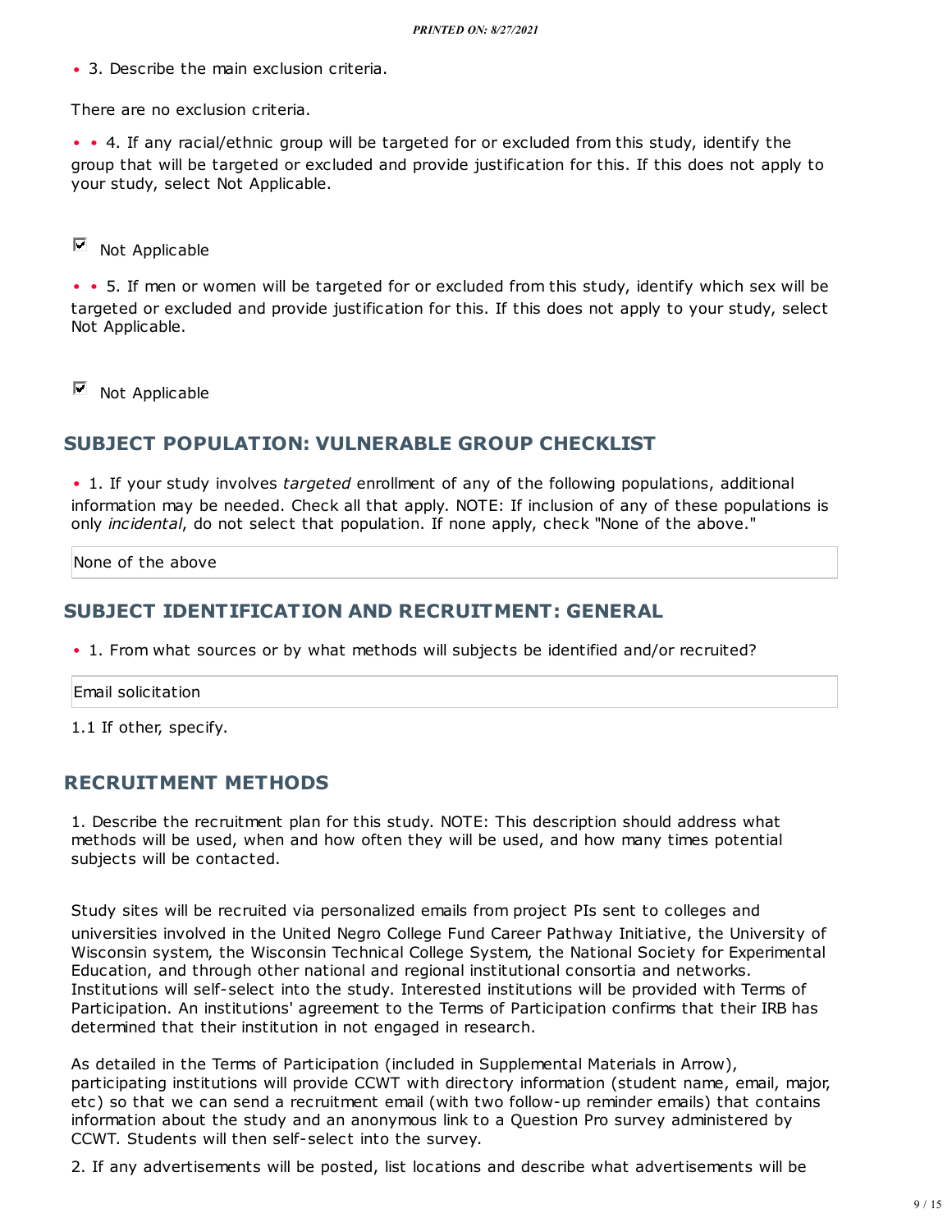- 3. Describe the main exclusion criteria.

There are no exclusion criteria.

- 4. If any racial/ethnic group will be targeted for or excluded from this study, identify the group that will be targeted or excluded and provide justification for this. If this does not apply to your study, select Not Applicable.

☑ Not Applicable

- 5. If men or women will be targeted for or excluded from this study, identify which sex will be targeted or excluded and provide justification for this. If this does not apply to your study, select Not Applicable.

☑ Not Applicable

## SUBJECT POPULATION: VULNERABLE GROUP CHECKLIST

- 1. If your study involves *targeted* enrollment of any of the following populations, additional information may be needed. Check all that apply. NOTE: If inclusion of any of these populations is only *incidental*, do not select that population. If none apply, check "None of the above."

None of the above

## SUBJECT IDENTIFICATION AND RECRUITMENT: GENERAL

- 1. From what sources or by what methods will subjects be identified and/or recruited?

Email solicitation

1.1 If other, specify.

## RECRUITMENT METHODS

1. Describe the recruitment plan for this study. NOTE: This description should address what methods will be used, when and how often they will be used, and how many times potential subjects will be contacted.

Study sites will be recruited via personalized emails from project PIs sent to colleges and universities involved in the United Negro College Fund Career Pathway Initiative, the University of Wisconsin system, the Wisconsin Technical College System, the National Society for Experimental Education, and through other national and regional institutional consortia and networks. Institutions will self-select into the study. Interested institutions will be provided with Terms of Participation. An institutions' agreement to the Terms of Participation confirms that their IRB has determined that their institution in not engaged in research.

As detailed in the Terms of Participation (included in Supplemental Materials in Arrow), participating institutions will provide CCWT with directory information (student name, email, major, etc) so that we can send a recruitment email (with two follow-up reminder emails) that contains information about the study and an anonymous link to a Question Pro survey administered by CCWT. Students will then self-select into the survey.

2. If any advertisements will be posted, list locations and describe what advertisements will be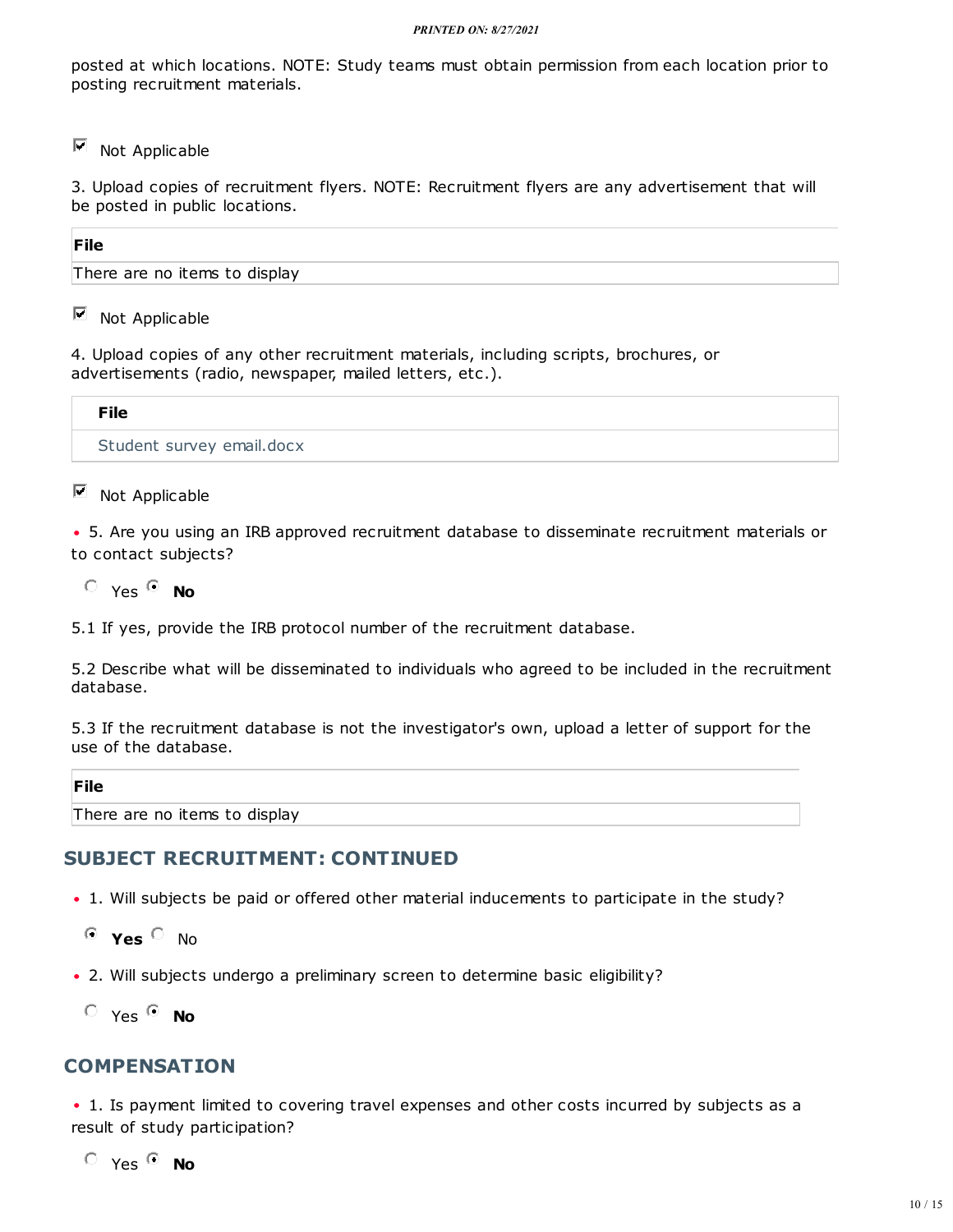posted at which locations. NOTE: Study teams must obtain permission from each location prior to posting recruitment materials.

☑ Not Applicable

3. Upload copies of recruitment flyers. NOTE: Recruitment flyers are any advertisement that will be posted in public locations.

| File |
|---|
| There are no items to display |

☑ Not Applicable

4. Upload copies of any other recruitment materials, including scripts, brochures, or advertisements (radio, newspaper, mailed letters, etc.).

| File |
|---|
| Student survey email.docx |

☑ Not Applicable

• 5. Are you using an IRB approved recruitment database to disseminate recruitment materials or to contact subjects?

○ Yes ◉ **No**

5.1 If yes, provide the IRB protocol number of the recruitment database.

5.2 Describe what will be disseminated to individuals who agreed to be included in the recruitment database.

5.3 If the recruitment database is not the investigator's own, upload a letter of support for the use of the database.

| File |
|---|
| There are no items to display |

## SUBJECT RECRUITMENT: CONTINUED

• 1. Will subjects be paid or offered other material inducements to participate in the study?

◉ **Yes** ○ No

• 2. Will subjects undergo a preliminary screen to determine basic eligibility?

○ Yes ◉ **No**

## COMPENSATION

• 1. Is payment limited to covering travel expenses and other costs incurred by subjects as a result of study participation?

○ Yes ◉ **No**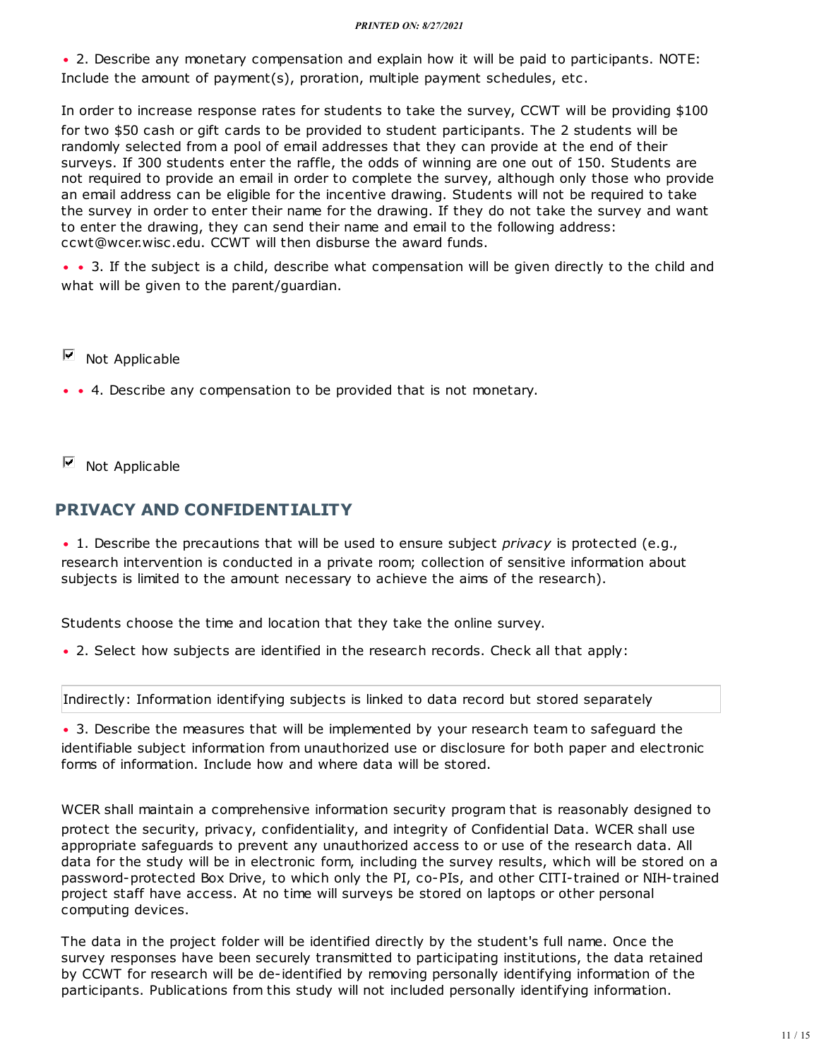• 2. Describe any monetary compensation and explain how it will be paid to participants. NOTE: Include the amount of payment(s), proration, multiple payment schedules, etc.

In order to increase response rates for students to take the survey, CCWT will be providing $100 for two $50 cash or gift cards to be provided to student participants. The 2 students will be randomly selected from a pool of email addresses that they can provide at the end of their surveys. If 300 students enter the raffle, the odds of winning are one out of 150. Students are not required to provide an email in order to complete the survey, although only those who provide an email address can be eligible for the incentive drawing. Students will not be required to take the survey in order to enter their name for the drawing. If they do not take the survey and want to enter the drawing, they can send their name and email to the following address: ccwt@wcer.wisc.edu. CCWT will then disburse the award funds.

• • 3. If the subject is a child, describe what compensation will be given directly to the child and what will be given to the parent/guardian.

☑ Not Applicable

• • 4. Describe any compensation to be provided that is not monetary.

☑ Not Applicable

## PRIVACY AND CONFIDENTIALITY

• 1. Describe the precautions that will be used to ensure subject *privacy* is protected (e.g., research intervention is conducted in a private room; collection of sensitive information about subjects is limited to the amount necessary to achieve the aims of the research).

Students choose the time and location that they take the online survey.

• 2. Select how subjects are identified in the research records. Check all that apply:

Indirectly: Information identifying subjects is linked to data record but stored separately

• 3. Describe the measures that will be implemented by your research team to safeguard the identifiable subject information from unauthorized use or disclosure for both paper and electronic forms of information. Include how and where data will be stored.

WCER shall maintain a comprehensive information security program that is reasonably designed to protect the security, privacy, confidentiality, and integrity of Confidential Data. WCER shall use appropriate safeguards to prevent any unauthorized access to or use of the research data. All data for the study will be in electronic form, including the survey results, which will be stored on a password-protected Box Drive, to which only the PI, co-PIs, and other CITI-trained or NIH-trained project staff have access. At no time will surveys be stored on laptops or other personal computing devices.

The data in the project folder will be identified directly by the student's full name. Once the survey responses have been securely transmitted to participating institutions, the data retained by CCWT for research will be de-identified by removing personally identifying information of the participants. Publications from this study will not included personally identifying information.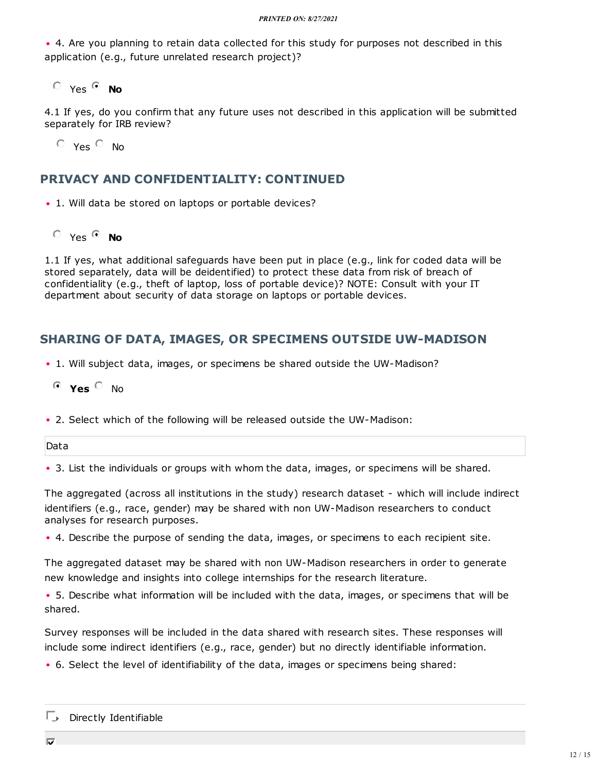- 4. Are you planning to retain data collected for this study for purposes not described in this application (e.g., future unrelated research project)?

  ○ Yes ◉ **No**

4.1 If yes, do you confirm that any future uses not described in this application will be submitted separately for IRB review?

  ○ Yes ○ No

## PRIVACY AND CONFIDENTIALITY: CONTINUED

- 1. Will data be stored on laptops or portable devices?

  ○ Yes ◉ **No**

1.1 If yes, what additional safeguards have been put in place (e.g., link for coded data will be stored separately, data will be deidentified) to protect these data from risk of breach of confidentiality (e.g., theft of laptop, loss of portable device)? NOTE: Consult with your IT department about security of data storage on laptops or portable devices.

## SHARING OF DATA, IMAGES, OR SPECIMENS OUTSIDE UW-MADISON

- 1. Will subject data, images, or specimens be shared outside the UW-Madison?

  ◉ **Yes** ○ No

- 2. Select which of the following will be released outside the UW-Madison:

Data

- 3. List the individuals or groups with whom the data, images, or specimens will be shared.

The aggregated (across all institutions in the study) research dataset - which will include indirect identifiers (e.g., race, gender) may be shared with non UW-Madison researchers to conduct analyses for research purposes.

- 4. Describe the purpose of sending the data, images, or specimens to each recipient site.

The aggregated dataset may be shared with non UW-Madison researchers in order to generate new knowledge and insights into college internships for the research literature.

- 5. Describe what information will be included with the data, images, or specimens that will be shared.

Survey responses will be included in the data shared with research sites. These responses will include some indirect identifiers (e.g., race, gender) but no directly identifiable information.

- 6. Select the level of identifiability of the data, images or specimens being shared:

☐ Directly Identifiable

☑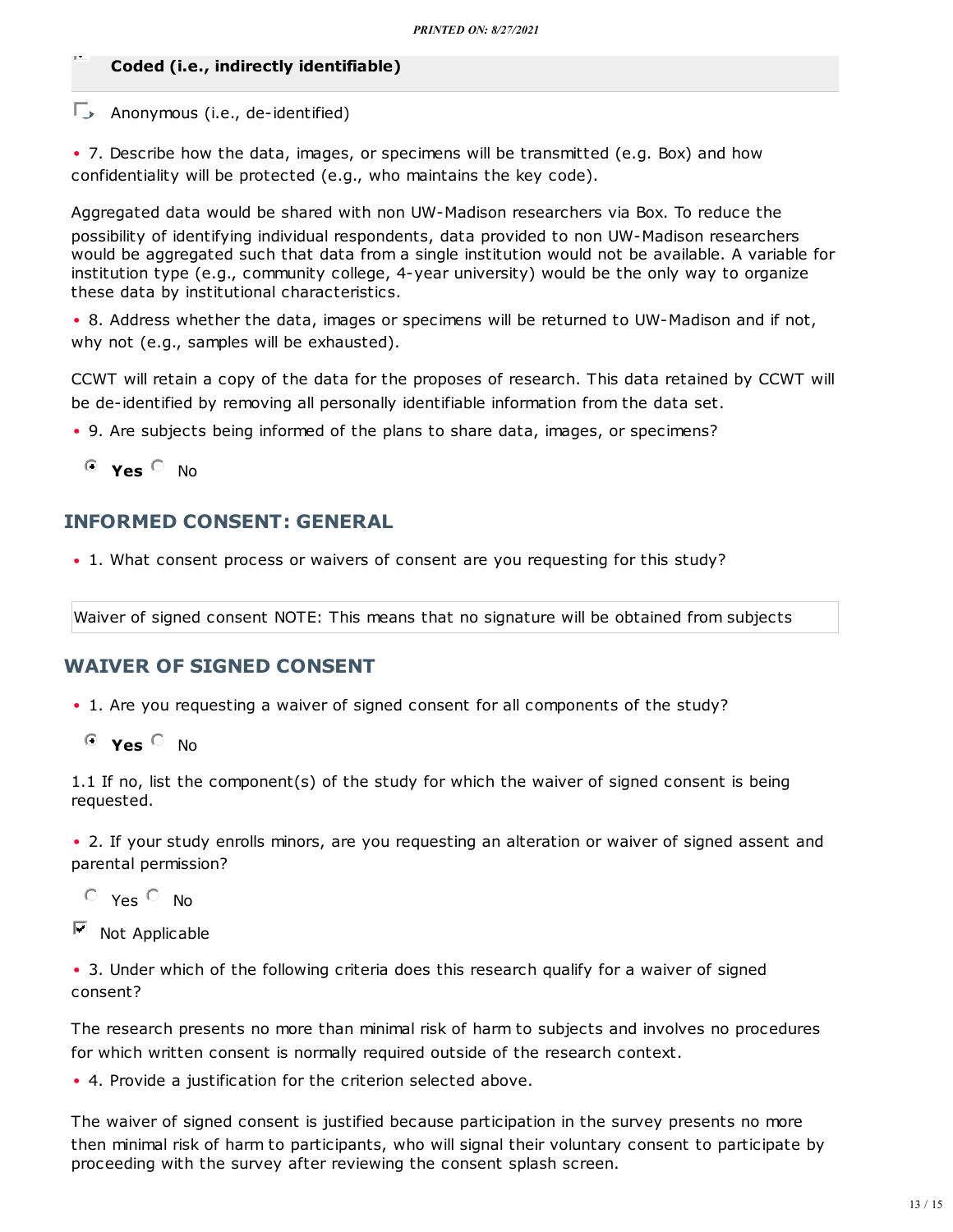**Coded (i.e., indirectly identifiable)**

☐ Anonymous (i.e., de-identified)

- 7. Describe how the data, images, or specimens will be transmitted (e.g. Box) and how confidentiality will be protected (e.g., who maintains the key code).

Aggregated data would be shared with non UW-Madison researchers via Box. To reduce the possibility of identifying individual respondents, data provided to non UW-Madison researchers would be aggregated such that data from a single institution would not be available. A variable for institution type (e.g., community college, 4-year university) would be the only way to organize these data by institutional characteristics.

- 8. Address whether the data, images or specimens will be returned to UW-Madison and if not, why not (e.g., samples will be exhausted).

CCWT will retain a copy of the data for the proposes of research. This data retained by CCWT will be de-identified by removing all personally identifiable information from the data set.

- 9. Are subjects being informed of the plans to share data, images, or specimens?

(●) **Yes** ( ) No

## INFORMED CONSENT: GENERAL

- 1. What consent process or waivers of consent are you requesting for this study?

Waiver of signed consent NOTE: This means that no signature will be obtained from subjects

## WAIVER OF SIGNED CONSENT

- 1. Are you requesting a waiver of signed consent for all components of the study?

(●) **Yes** ( ) No

1.1 If no, list the component(s) of the study for which the waiver of signed consent is being requested.

- 2. If your study enrolls minors, are you requesting an alteration or waiver of signed assent and parental permission?

( ) Yes ( ) No

☑ Not Applicable

- 3. Under which of the following criteria does this research qualify for a waiver of signed consent?

The research presents no more than minimal risk of harm to subjects and involves no procedures for which written consent is normally required outside of the research context.

- 4. Provide a justification for the criterion selected above.

The waiver of signed consent is justified because participation in the survey presents no more then minimal risk of harm to participants, who will signal their voluntary consent to participate by proceeding with the survey after reviewing the consent splash screen.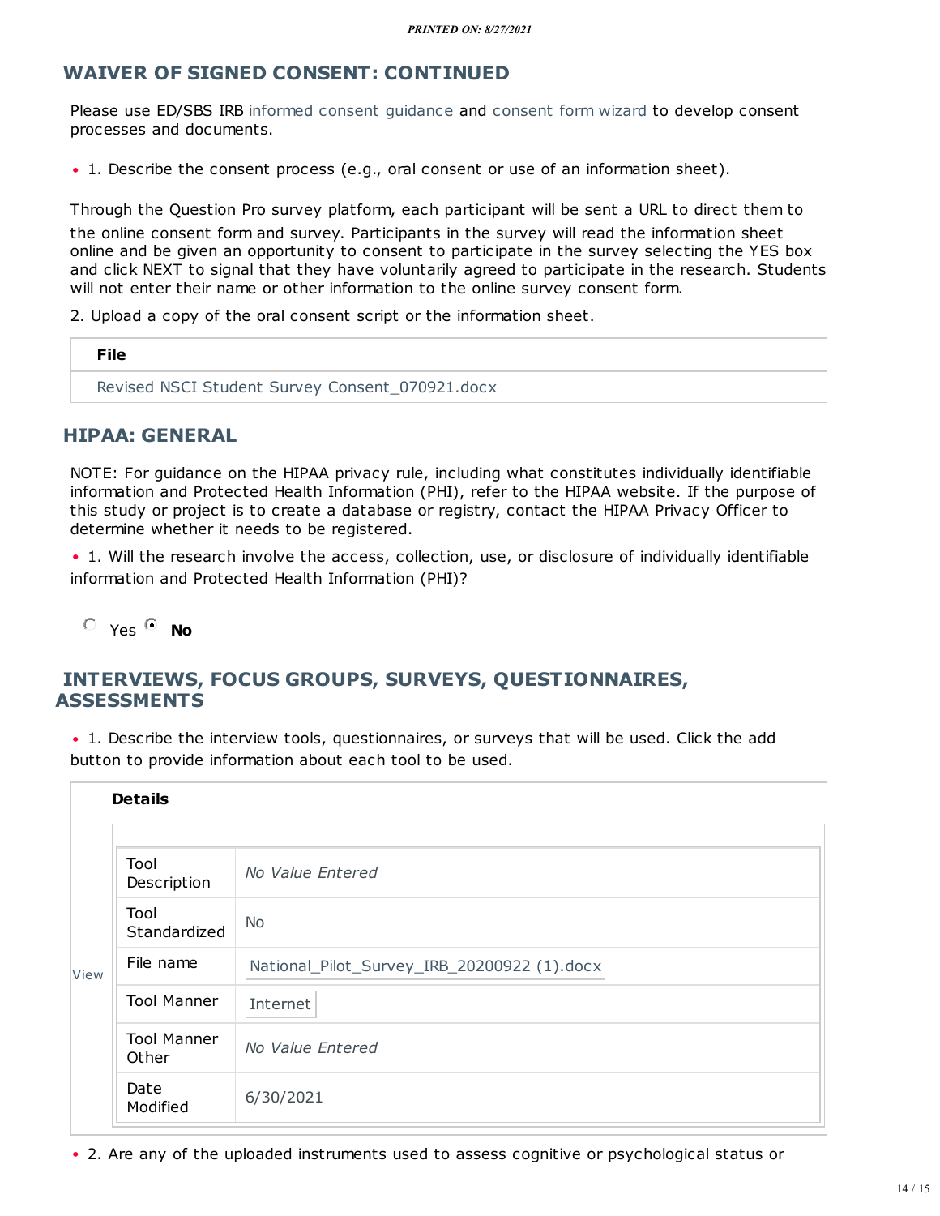## WAIVER OF SIGNED CONSENT: CONTINUED

Please use ED/SBS IRB informed consent guidance and consent form wizard to develop consent processes and documents.

- 1. Describe the consent process (e.g., oral consent or use of an information sheet).

Through the Question Pro survey platform, each participant will be sent a URL to direct them to the online consent form and survey. Participants in the survey will read the information sheet online and be given an opportunity to consent to participate in the survey selecting the YES box and click NEXT to signal that they have voluntarily agreed to participate in the research. Students will not enter their name or other information to the online survey consent form.

2. Upload a copy of the oral consent script or the information sheet.

| File |
| --- |
| Revised NSCI Student Survey Consent_070921.docx |

## HIPAA: GENERAL

NOTE: For guidance on the HIPAA privacy rule, including what constitutes individually identifiable information and Protected Health Information (PHI), refer to the HIPAA website. If the purpose of this study or project is to create a database or registry, contact the HIPAA Privacy Officer to determine whether it needs to be registered.

- 1. Will the research involve the access, collection, use, or disclosure of individually identifiable information and Protected Health Information (PHI)?

○ Yes ◉ **No**

## INTERVIEWS, FOCUS GROUPS, SURVEYS, QUESTIONNAIRES, ASSESSMENTS

- 1. Describe the interview tools, questionnaires, or surveys that will be used. Click the add button to provide information about each tool to be used.

| | Details | |
| --- | --- | --- |
| View | Tool Description | *No Value Entered* |
| | Tool Standardized | No |
| | File name | National_Pilot_Survey_IRB_20200922 (1).docx |
| | Tool Manner | Internet |
| | Tool Manner Other | *No Value Entered* |
| | Date Modified | 6/30/2021 |

- 2. Are any of the uploaded instruments used to assess cognitive or psychological status or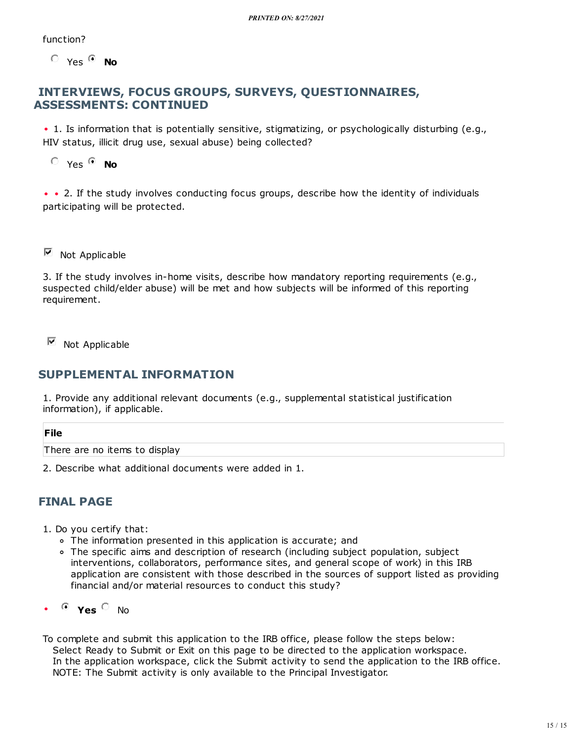function?

○ Yes ◉ **No**

## INTERVIEWS, FOCUS GROUPS, SURVEYS, QUESTIONNAIRES, ASSESSMENTS: CONTINUED

• 1. Is information that is potentially sensitive, stigmatizing, or psychologically disturbing (e.g., HIV status, illicit drug use, sexual abuse) being collected?

○ Yes ◉ **No**

• • 2. If the study involves conducting focus groups, describe how the identity of individuals participating will be protected.

☑ Not Applicable

3. If the study involves in-home visits, describe how mandatory reporting requirements (e.g., suspected child/elder abuse) will be met and how subjects will be informed of this reporting requirement.

☑ Not Applicable

## SUPPLEMENTAL INFORMATION

1. Provide any additional relevant documents (e.g., supplemental statistical justification information), if applicable.

| File |
|---|
| There are no items to display |

2. Describe what additional documents were added in 1.

## FINAL PAGE

1. Do you certify that:
   - The information presented in this application is accurate; and
   - The specific aims and description of research (including subject population, subject interventions, collaborators, performance sites, and general scope of work) in this IRB application are consistent with those described in the sources of support listed as providing financial and/or material resources to conduct this study?

• ◉ **Yes** ○ No

To complete and submit this application to the IRB office, please follow the steps below:
Select Ready to Submit or Exit on this page to be directed to the application workspace.
In the application workspace, click the Submit activity to send the application to the IRB office.
NOTE: The Submit activity is only available to the Principal Investigator.